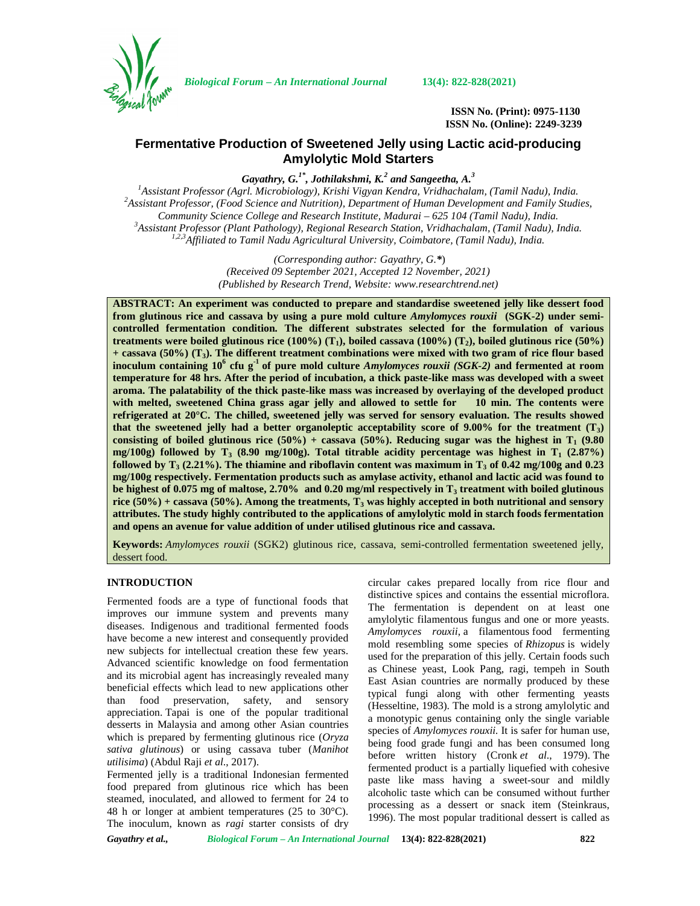ISSN No. (Print): 0975-1130
ISSN No. (Online): 2249-3239

# Fermentative Production of Sweetened Jelly using Lactic acid-producing Amylolytic Mold Starters

***Gayathry, G.[1\*], Jothilakshmi, K.[2] and Sangeetha, A.[3]***

[1]*Assistant Professor (Agrl. Microbiology), Krishi Vigyan Kendra, Vridhachalam, (Tamil Nadu), India.*
[2]*Assistant Professor, (Food Science and Nutrition), Department of Human Development and Family Studies, Community Science College and Research Institute, Madurai – 625 104 (Tamil Nadu), India.*
[3]*Assistant Professor (Plant Pathology), Regional Research Station, Vridhachalam, (Tamil Nadu), India.*
[1,2,3]*Affiliated to Tamil Nadu Agricultural University, Coimbatore, (Tamil Nadu), India.*

*(Corresponding author: Gayathry, G.\*)*
*(Received 09 September 2021, Accepted 12 November, 2021)*
*(Published by Research Trend, Website: www.researchtrend.net)*

**ABSTRACT: An experiment was conducted to prepare and standardise sweetened jelly like dessert food from glutinous rice and cassava by using a pure mold culture *Amylomyces rouxii* (SGK-2) under semi-controlled fermentation condition. The different substrates selected for the formulation of various treatments were boiled glutinous rice (100%) ($T_1$), boiled cassava (100%) ($T_2$), boiled glutinous rice (50%) + cassava (50%) ($T_3$). The different treatment combinations were mixed with two gram of rice flour based inoculum containing $10^6$ cfu $g^{-1}$ of pure mold culture *Amylomyces rouxii (SGK-2)* and fermented at room temperature for 48 hrs. After the period of incubation, a thick paste-like mass was developed with a sweet aroma. The palatability of the thick paste-like mass was increased by overlaying of the developed product with melted, sweetened China grass agar jelly and allowed to settle for 10 min. The contents were refrigerated at 20°C. The chilled, sweetened jelly was served for sensory evaluation. The results showed that the sweetened jelly had a better organoleptic acceptability score of 9.00% for the treatment ($T_3$) consisting of boiled glutinous rice (50%) + cassava (50%). Reducing sugar was the highest in $T_1$ (9.80 mg/100g) followed by $T_3$ (8.90 mg/100g). Total titrable acidity percentage was highest in $T_1$ (2.87%) followed by $T_3$ (2.21%). The thiamine and riboflavin content was maximum in $T_3$ of 0.42 mg/100g and 0.23 mg/100g respectively. Fermentation products such as amylase activity, ethanol and lactic acid was found to be highest of 0.075 mg of maltose, 2.70% and 0.20 mg/ml respectively in $T_3$ treatment with boiled glutinous rice (50%) + cassava (50%). Among the treatments, $T_3$ was highly accepted in both nutritional and sensory attributes. The study highly contributed to the applications of amylolytic mold in starch foods fermentation and opens an avenue for value addition of under utilised glutinous rice and cassava.**

**Keywords:** *Amylomyces rouxii* (SGK2) glutinous rice, cassava, semi-controlled fermentation sweetened jelly, dessert food.

## INTRODUCTION

Fermented foods are a type of functional foods that improves our immune system and prevents many diseases. Indigenous and traditional fermented foods have become a new interest and consequently provided new subjects for intellectual creation these few years. Advanced scientific knowledge on food fermentation and its microbial agent has increasingly revealed many beneficial effects which lead to new applications other than food preservation, safety, and sensory appreciation. Tapai is one of the popular traditional desserts in Malaysia and among other Asian countries which is prepared by fermenting glutinous rice (*Oryza sativa glutinous*) or using cassava tuber (*Manihot utilisima*) (Abdul Raji *et al*., 2017).

Fermented jelly is a traditional Indonesian fermented food prepared from glutinous rice which has been steamed, inoculated, and allowed to ferment for 24 to 48 h or longer at ambient temperatures (25 to 30°C). The inoculum, known as *ragi* starter consists of dry circular cakes prepared locally from rice flour and distinctive spices and contains the essential microflora. The fermentation is dependent on at least one amylolytic filamentous fungus and one or more yeasts. *Amylomyces rouxii*, a filamentous food fermenting mold resembling some species of *Rhizopus* is widely used for the preparation of this jelly. Certain foods such as Chinese yeast, Look Pang, ragi, tempeh in South East Asian countries are normally produced by these typical fungi along with other fermenting yeasts (Hesseltine, 1983). The mold is a strong amylolytic and a monotypic genus containing only the single variable species of *Amylomyces rouxii*. It is safer for human use, being food grade fungi and has been consumed long before written history (Cronk *et al*., 1979). The fermented product is a partially liquefied with cohesive paste like mass having a sweet-sour and mildly alcoholic taste which can be consumed without further processing as a dessert or snack item (Steinkraus, 1996). The most popular traditional dessert is called as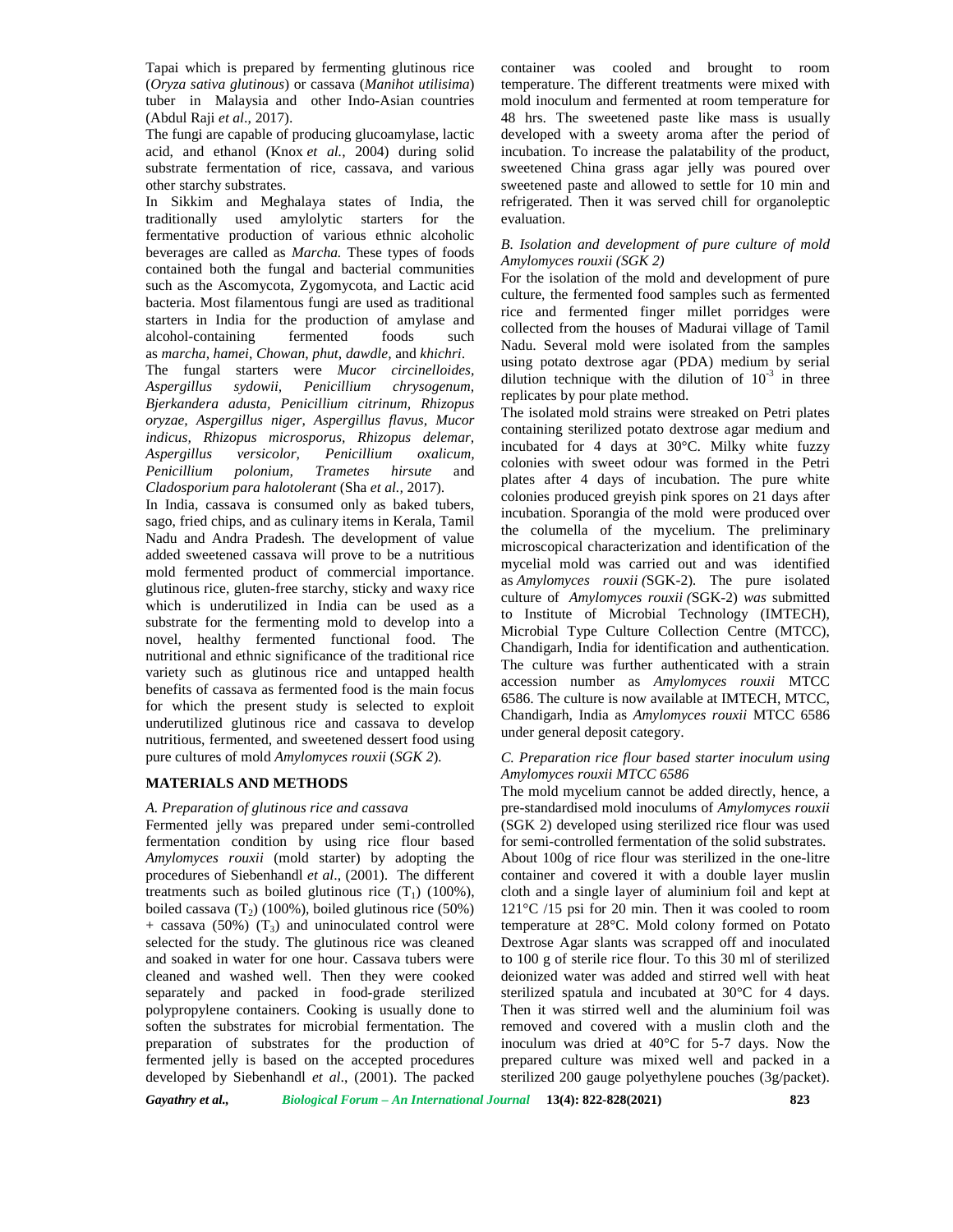Tapai which is prepared by fermenting glutinous rice (*Oryza sativa glutinous*) or cassava (*Manihot utilisima*) tuber in Malaysia and other Indo-Asian countries (Abdul Raji *et al*., 2017).

The fungi are capable of producing glucoamylase, lactic acid, and ethanol (Knox *et al.,* 2004) during solid substrate fermentation of rice, cassava, and various other starchy substrates.

In Sikkim and Meghalaya states of India, the traditionally used amylolytic starters for the fermentative production of various ethnic alcoholic beverages are called as *Marcha.* These types of foods contained both the fungal and bacterial communities such as the Ascomycota, Zygomycota, and Lactic acid bacteria. Most filamentous fungi are used as traditional starters in India for the production of amylase and alcohol-containing fermented foods such as *marcha*, *hamei*, *Chowan*, *phut*, *dawdle*, and *khichri*.

The fungal starters were *Mucor circinelloides, Aspergillus sydowii, Penicillium chrysogenum, Bjerkandera adusta, Penicillium citrinum, Rhizopus oryzae, Aspergillus niger, Aspergillus flavus, Mucor indicus, Rhizopus microsporus, Rhizopus delemar, Aspergillus versicolor, Penicillium oxalicum, Penicillium polonium, Trametes hirsute* and *Cladosporium para halotolerant* (Sha *et al.,* 2017).

In India, cassava is consumed only as baked tubers, sago, fried chips, and as culinary items in Kerala, Tamil Nadu and Andra Pradesh. The development of value added sweetened cassava will prove to be a nutritious mold fermented product of commercial importance. glutinous rice, gluten-free starchy, sticky and waxy rice which is underutilized in India can be used as a substrate for the fermenting mold to develop into a novel, healthy fermented functional food. The nutritional and ethnic significance of the traditional rice variety such as glutinous rice and untapped health benefits of cassava as fermented food is the main focus for which the present study is selected to exploit underutilized glutinous rice and cassava to develop nutritious, fermented, and sweetened dessert food using pure cultures of mold *Amylomyces rouxii* (*SGK 2*).

## MATERIALS AND METHODS

*A. Preparation of glutinous rice and cassava*

Fermented jelly was prepared under semi-controlled fermentation condition by using rice flour based *Amylomyces rouxii* (mold starter) by adopting the procedures of Siebenhandl *et al*., (2001). The different treatments such as boiled glutinous rice ($T_1$) (100%), boiled cassava ($T_2$) (100%), boiled glutinous rice (50%) + cassava (50%) ($T_3$) and uninoculated control were selected for the study. The glutinous rice was cleaned and soaked in water for one hour. Cassava tubers were cleaned and washed well. Then they were cooked separately and packed in food-grade sterilized polypropylene containers. Cooking is usually done to soften the substrates for microbial fermentation. The preparation of substrates for the production of fermented jelly is based on the accepted procedures developed by Siebenhandl *et al*., (2001). The packed container was cooled and brought to room temperature. The different treatments were mixed with mold inoculum and fermented at room temperature for 48 hrs. The sweetened paste like mass is usually developed with a sweety aroma after the period of incubation. To increase the palatability of the product, sweetened China grass agar jelly was poured over sweetened paste and allowed to settle for 10 min and refrigerated. Then it was served chill for organoleptic evaluation.

*B. Isolation and development of pure culture of mold Amylomyces rouxii (SGK 2)*

For the isolation of the mold and development of pure culture, the fermented food samples such as fermented rice and fermented finger millet porridges were collected from the houses of Madurai village of Tamil Nadu. Several mold were isolated from the samples using potato dextrose agar (PDA) medium by serial dilution technique with the dilution of $10^{-3}$ in three replicates by pour plate method.

The isolated mold strains were streaked on Petri plates containing sterilized potato dextrose agar medium and incubated for 4 days at 30°C. Milky white fuzzy colonies with sweet odour was formed in the Petri plates after 4 days of incubation. The pure white colonies produced greyish pink spores on 21 days after incubation. Sporangia of the mold were produced over the columella of the mycelium. The preliminary microscopical characterization and identification of the mycelial mold was carried out and was identified as *Amylomyces rouxii (*SGK-2)*.* The pure isolated culture of *Amylomyces rouxii (*SGK-2) *was* submitted to Institute of Microbial Technology (IMTECH), Microbial Type Culture Collection Centre (MTCC), Chandigarh, India for identification and authentication. The culture was further authenticated with a strain accession number as *Amylomyces rouxii* MTCC 6586. The culture is now available at IMTECH, MTCC, Chandigarh, India as *Amylomyces rouxii* MTCC 6586 under general deposit category.

*C. Preparation rice flour based starter inoculum using Amylomyces rouxii MTCC 6586*

The mold mycelium cannot be added directly, hence, a pre-standardised mold inoculums of *Amylomyces rouxii* (SGK 2) developed using sterilized rice flour was used for semi-controlled fermentation of the solid substrates. About 100g of rice flour was sterilized in the one-litre container and covered it with a double layer muslin cloth and a single layer of aluminium foil and kept at 121°C /15 psi for 20 min. Then it was cooled to room temperature at 28°C. Mold colony formed on Potato Dextrose Agar slants was scrapped off and inoculated to 100 g of sterile rice flour. To this 30 ml of sterilized deionized water was added and stirred well with heat sterilized spatula and incubated at 30°C for 4 days. Then it was stirred well and the aluminium foil was removed and covered with a muslin cloth and the inoculum was dried at 40°C for 5-7 days. Now the prepared culture was mixed well and packed in a sterilized 200 gauge polyethylene pouches (3g/packet).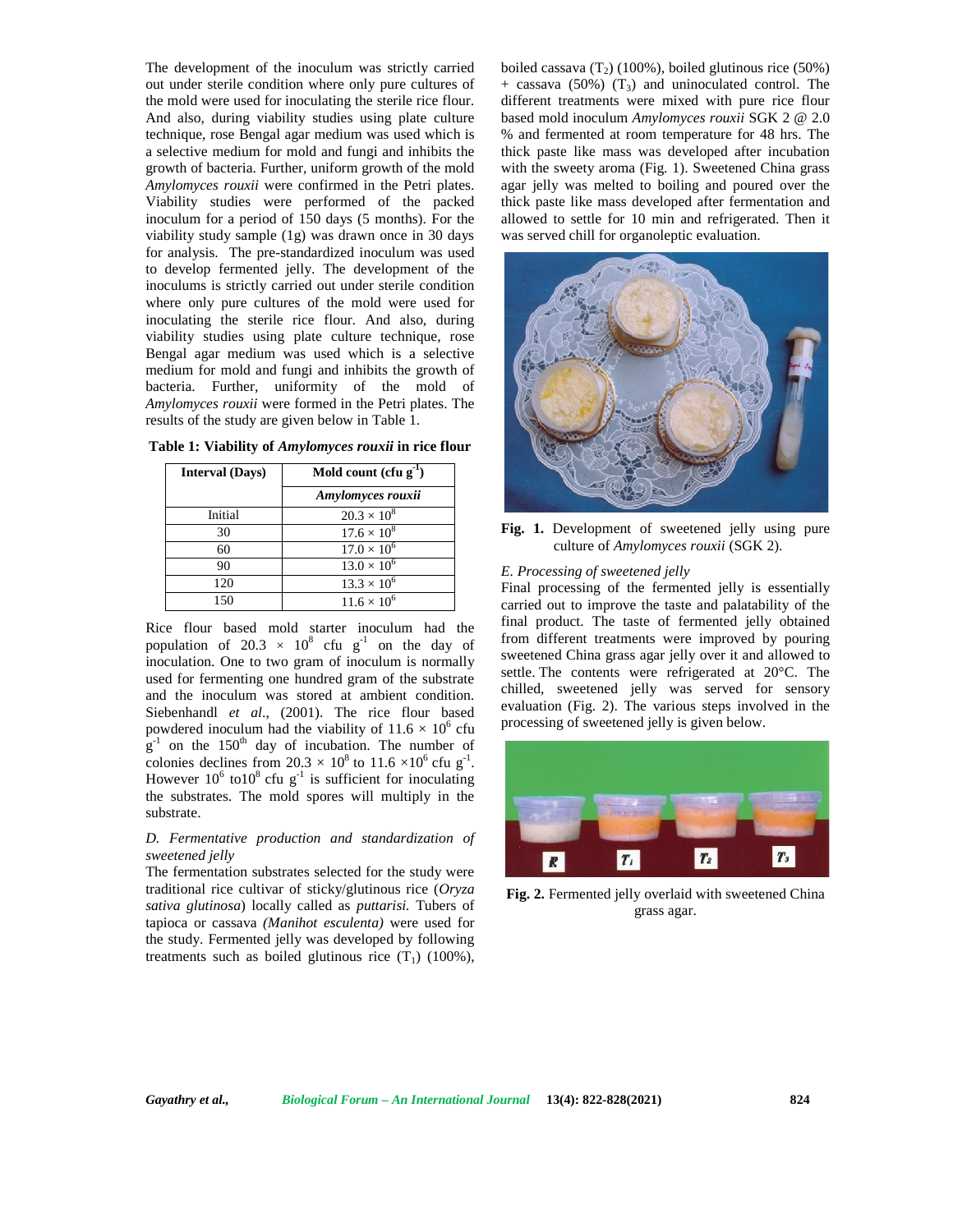The development of the inoculum was strictly carried out under sterile condition where only pure cultures of the mold were used for inoculating the sterile rice flour. And also, during viability studies using plate culture technique, rose Bengal agar medium was used which is a selective medium for mold and fungi and inhibits the growth of bacteria. Further, uniform growth of the mold *Amylomyces rouxii* were confirmed in the Petri plates. Viability studies were performed of the packed inoculum for a period of 150 days (5 months). For the viability study sample (1g) was drawn once in 30 days for analysis. The pre-standardized inoculum was used to develop fermented jelly. The development of the inoculums is strictly carried out under sterile condition where only pure cultures of the mold were used for inoculating the sterile rice flour. And also, during viability studies using plate culture technique, rose Bengal agar medium was used which is a selective medium for mold and fungi and inhibits the growth of bacteria. Further, uniformity of the mold of *Amylomyces rouxii* were formed in the Petri plates. The results of the study are given below in Table 1.

**Table 1: Viability of *Amylomyces rouxii* in rice flour**

| Interval (Days) | Mold count (cfu $g^{-1}$) |
|---|---|
| | *Amylomyces rouxii* |
| Initial | $20.3 \times 10^8$ |
| 30 | $17.6 \times 10^8$ |
| 60 | $17.0 \times 10^6$ |
| 90 | $13.0 \times 10^6$ |
| 120 | $13.3 \times 10^6$ |
| 150 | $11.6 \times 10^6$ |

Rice flour based mold starter inoculum had the population of $20.3 \times 10^8$ cfu $g^{-1}$ on the day of inoculation. One to two gram of inoculum is normally used for fermenting one hundred gram of the substrate and the inoculum was stored at ambient condition. Siebenhandl *et al*., (2001). The rice flour based powdered inoculum had the viability of $11.6 \times 10^6$ cfu $g^{-1}$ on the 150th day of incubation. The number of colonies declines from $20.3 \times 10^8$ to $11.6 \times 10^6$ cfu $g^{-1}$. However $10^6$ to $10^8$ cfu $g^{-1}$ is sufficient for inoculating the substrates. The mold spores will multiply in the substrate.

*D. Fermentative production and standardization of sweetened jelly*

The fermentation substrates selected for the study were traditional rice cultivar of sticky/glutinous rice (*Oryza sativa glutinosa*) locally called as *puttarisi.* Tubers of tapioca or cassava *(Manihot esculenta)* were used for the study. Fermented jelly was developed by following treatments such as boiled glutinous rice ($T_1$) (100%), boiled cassava ($T_2$) (100%), boiled glutinous rice (50%) + cassava (50%) ($T_3$) and uninoculated control. The different treatments were mixed with pure rice flour based mold inoculum *Amylomyces rouxii* SGK 2 @ 2.0 % and fermented at room temperature for 48 hrs. The thick paste like mass was developed after incubation with the sweety aroma (Fig. 1). Sweetened China grass agar jelly was melted to boiling and poured over the thick paste like mass developed after fermentation and allowed to settle for 10 min and refrigerated. Then it was served chill for organoleptic evaluation.

**Fig. 1.** Development of sweetened jelly using pure culture of *Amylomyces rouxii* (SGK 2).

*E. Processing of sweetened jelly*

Final processing of the fermented jelly is essentially carried out to improve the taste and palatability of the final product. The taste of fermented jelly obtained from different treatments were improved by pouring sweetened China grass agar jelly over it and allowed to settle. The contents were refrigerated at 20°C. The chilled, sweetened jelly was served for sensory evaluation (Fig. 2). The various steps involved in the processing of sweetened jelly is given below.

**Fig. 2.** Fermented jelly overlaid with sweetened China grass agar.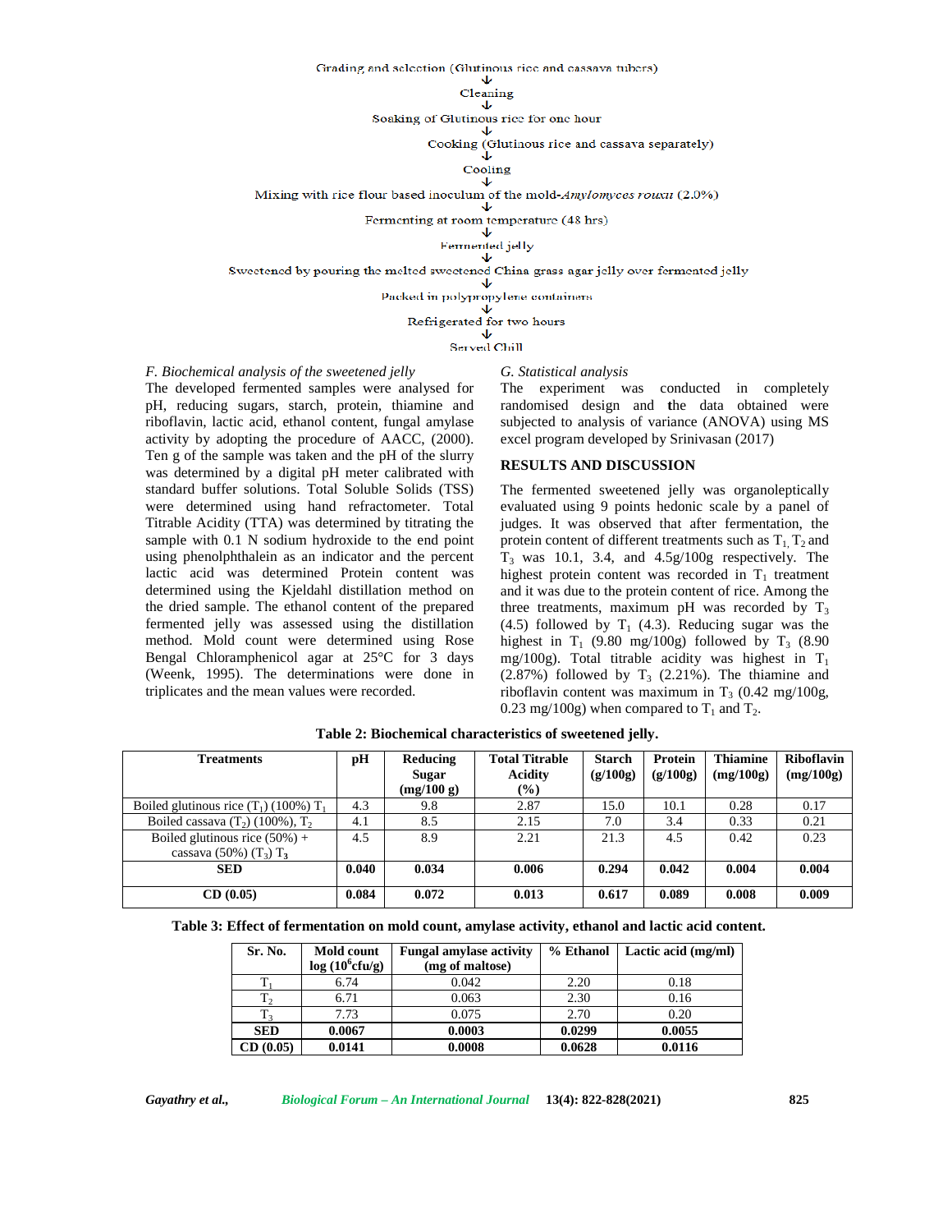Grading and selection (Glutinous rice and cassava tubers)
↓
Cleaning
↓
Soaking of Glutinous rice for one hour
↓
Cooking (Glutinous rice and cassava separately)
↓
Cooling
↓
Mixing with rice flour based inoculum of the mold-*Amylomyces rouxii* (2.0%)
↓
Fermenting at room temperature (48 hrs)
↓
Fermented jelly
↓
Sweetened by pouring the melted sweetened China grass agar jelly over fermented jelly
↓
Packed in polypropylene containers
↓
Refrigerated for two hours
↓
Served Chill

### *F. Biochemical analysis of the sweetened jelly*

The developed fermented samples were analysed for pH, reducing sugars, starch, protein, thiamine and riboflavin, lactic acid, ethanol content, fungal amylase activity by adopting the procedure of AACC, (2000). Ten g of the sample was taken and the pH of the slurry was determined by a digital pH meter calibrated with standard buffer solutions. Total Soluble Solids (TSS) were determined using hand refractometer. Total Titrable Acidity (TTA) was determined by titrating the sample with 0.1 N sodium hydroxide to the end point using phenolphthalein as an indicator and the percent lactic acid was determined Protein content was determined using the Kjeldahl distillation method on the dried sample. The ethanol content of the prepared fermented jelly was assessed using the distillation method. Mold count were determined using Rose Bengal Chloramphenicol agar at 25°C for 3 days (Weenk, 1995). The determinations were done in triplicates and the mean values were recorded.

### *G. Statistical analysis*

The experiment was conducted in completely randomised design and the data obtained were subjected to analysis of variance (ANOVA) using MS excel program developed by Srinivasan (2017)

## RESULTS AND DISCUSSION

The fermented sweetened jelly was organoleptically evaluated using 9 points hedonic scale by a panel of judges. It was observed that after fermentation, the protein content of different treatments such as $T_1$, $T_2$ and $T_3$ was 10.1, 3.4, and 4.5g/100g respectively. The highest protein content was recorded in $T_1$ treatment and it was due to the protein content of rice. Among the three treatments, maximum pH was recorded by $T_3$ (4.5) followed by $T_1$ (4.3). Reducing sugar was the highest in $T_1$ (9.80 mg/100g) followed by $T_3$ (8.90 mg/100g). Total titrable acidity was highest in $T_1$ (2.87%) followed by $T_3$ (2.21%). The thiamine and riboflavin content was maximum in $T_3$ (0.42 mg/100g, 0.23 mg/100g) when compared to $T_1$ and $T_2$.

**Table 2: Biochemical characteristics of sweetened jelly.**

| Treatments | pH | Reducing Sugar (mg/100 g) | Total Titrable Acidity (%) | Starch (g/100g) | Protein (g/100g) | Thiamine (mg/100g) | Riboflavin (mg/100g) |
|---|---|---|---|---|---|---|---|
| Boiled glutinous rice ($T_1$) (100%) $T_1$ | 4.3 | 9.8 | 2.87 | 15.0 | 10.1 | 0.28 | 0.17 |
| Boiled cassava ($T_2$) (100%), $T_2$ | 4.1 | 8.5 | 2.15 | 7.0 | 3.4 | 0.33 | 0.21 |
| Boiled glutinous rice (50%) + cassava (50%) ($T_3$) $T_3$ | 4.5 | 8.9 | 2.21 | 21.3 | 4.5 | 0.42 | 0.23 |
| **SED** | **0.040** | **0.034** | **0.006** | **0.294** | **0.042** | **0.004** | **0.004** |
| **CD (0.05)** | **0.084** | **0.072** | **0.013** | **0.617** | **0.089** | **0.008** | **0.009** |

**Table 3: Effect of fermentation on mold count, amylase activity, ethanol and lactic acid content.**

| Sr. No. | Mold count log ($10^6$cfu/g) | Fungal amylase activity (mg of maltose) | % Ethanol | Lactic acid (mg/ml) |
|---|---|---|---|---|
| $T_1$ | 6.74 | 0.042 | 2.20 | 0.18 |
| $T_2$ | 6.71 | 0.063 | 2.30 | 0.16 |
| $T_3$ | 7.73 | 0.075 | 2.70 | 0.20 |
| **SED** | **0.0067** | **0.0003** | **0.0299** | **0.0055** |
| **CD (0.05)** | **0.0141** | **0.0008** | **0.0628** | **0.0116** |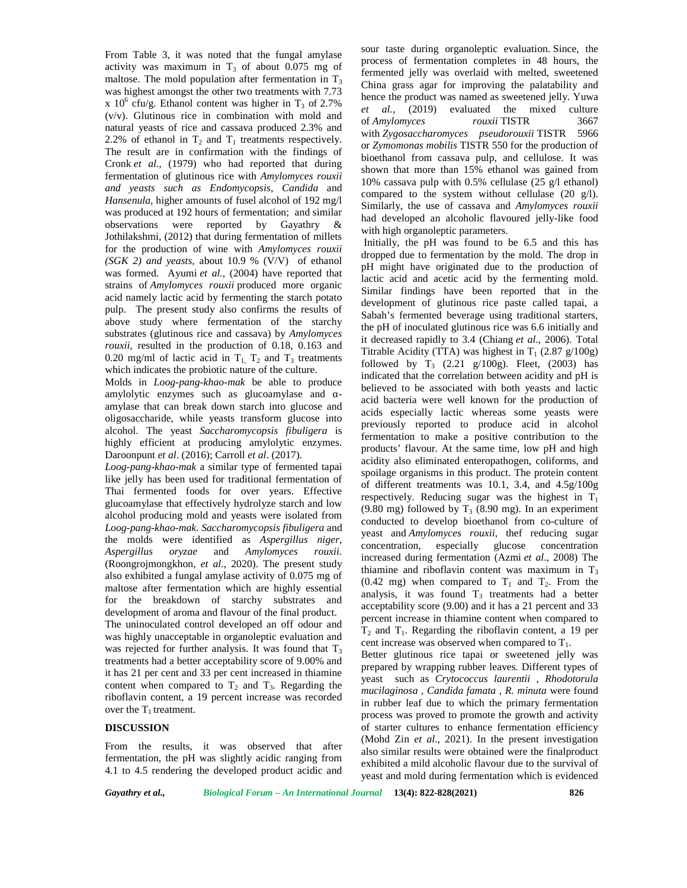From Table 3, it was noted that the fungal amylase activity was maximum in $T_3$ of about 0.075 mg of maltose. The mold population after fermentation in $T_3$ was highest amongst the other two treatments with 7.73 x $10^6$ cfu/g. Ethanol content was higher in $T_3$ of 2.7% (v/v). Glutinous rice in combination with mold and natural yeasts of rice and cassava produced 2.3% and 2.2% of ethanol in $T_2$ and $T_1$ treatments respectively. The result are in confirmation with the findings of Cronk *et al.,* (1979) who had reported that during fermentation of glutinous rice with *Amylomyces rouxii and yeasts such as Endomycopsis*, *Candida* and *Hansenula*, higher amounts of fusel alcohol of 192 mg/l was produced at 192 hours of fermentation; and similar observations were reported by Gayathry & Jothilakshmi, (2012) that during fermentation of millets for the production of wine with *Amylomyces rouxii (SGK 2) and yeasts,* about 10.9 % (V/V) of ethanol was formed. Ayumi *et al.,* (2004) have reported that strains of *Amylomyces rouxii* produced more organic acid namely lactic acid by fermenting the starch potato pulp. The present study also confirms the results of above study where fermentation of the starchy substrates (glutinous rice and cassava) by *Amylomyces rouxii*, resulted in the production of 0.18, 0.163 and 0.20 mg/ml of lactic acid in $T_1$, $T_2$ and $T_3$ treatments which indicates the probiotic nature of the culture.

Molds in *Loog-pang-khao-mak* be able to produce amylolytic enzymes such as glucoamylase and α-amylase that can break down starch into glucose and oligosaccharide, while yeasts transform glucose into alcohol. The yeast *Saccharomycopsis fibuligera* is highly efficient at producing amylolytic enzymes. Daroonpunt *et al*. (2016); Carroll *et al*. (2017).

*Loog-pang-khao-mak* a similar type of fermented tapai like jelly has been used for traditional fermentation of Thai fermented foods for over years. Effective glucoamylase that effectively hydrolyze starch and low alcohol producing mold and yeasts were isolated from *Loog-pang-khao-mak*. *Saccharomycopsis fibuligera* and the molds were identified as *Aspergillus niger*, *Aspergillus oryzae* and *Amylomyces rouxii*. (Roongrojmongkhon, *et al*., 2020). The present study also exhibited a fungal amylase activity of 0.075 mg of maltose after fermentation which are highly essential for the breakdown of starchy substrates and development of aroma and flavour of the final product.

The uninoculated control developed an off odour and was highly unacceptable in organoleptic evaluation and was rejected for further analysis. It was found that $T_3$ treatments had a better acceptability score of 9.00% and it has 21 per cent and 33 per cent increased in thiamine content when compared to $T_2$ and $T_3$. Regarding the riboflavin content, a 19 percent increase was recorded over the $T_1$ treatment.

## DISCUSSION

From the results, it was observed that after fermentation, the pH was slightly acidic ranging from 4.1 to 4.5 rendering the developed product acidic and sour taste during organoleptic evaluation. Since, the process of fermentation completes in 48 hours, the fermented jelly was overlaid with melted, sweetened China grass agar for improving the palatability and hence the product was named as sweetened jelly. Yuwa *et al.,* (2019) evaluated the mixed culture of *Amylomyces rouxii* TISTR 3667 with *Zygosaccharomyces pseudorouxii* TISTR 5966 or *Zymomonas mobilis* TISTR 550 for the production of bioethanol from cassava pulp, and cellulose. It was shown that more than 15% ethanol was gained from 10% cassava pulp with 0.5% cellulase (25 g/l ethanol) compared to the system without cellulase (20 g/l). Similarly, the use of cassava and *Amylomyces rouxii* had developed an alcoholic flavoured jelly-like food with high organoleptic parameters.

Initially, the pH was found to be 6.5 and this has dropped due to fermentation by the mold. The drop in pH might have originated due to the production of lactic acid and acetic acid by the fermenting mold. Similar findings have been reported that in the development of glutinous rice paste called tapai, a Sabah's fermented beverage using traditional starters, the pH of inoculated glutinous rice was 6.6 initially and it decreased rapidly to 3.4 (Chiang *et al*., 2006). Total Titrable Acidity (TTA) was highest in $T_1$ (2.87 g/100g) followed by $T_3$ (2.21 g/100g). Fleet, (2003) has indicated that the correlation between acidity and pH is believed to be associated with both yeasts and lactic acid bacteria were well known for the production of acids especially lactic whereas some yeasts were previously reported to produce acid in alcohol fermentation to make a positive contribution to the products' flavour. At the same time, low pH and high acidity also eliminated enteropathogen, coliforms, and spoilage organisms in this product. The protein content of different treatments was 10.1, 3.4, and 4.5g/100g respectively. Reducing sugar was the highest in $T_1$ (9.80 mg) followed by $T_3$ (8.90 mg). In an experiment conducted to develop bioethanol from co-culture of yeast and *Amylomyces rouxii*, thef reducing sugar concentration, especially glucose concentration increased during fermentation (Azmi *et al*., 2008) The thiamine and riboflavin content was maximum in $T_3$ (0.42 mg) when compared to $T_1$ and $T_2$. From the analysis, it was found $T_3$ treatments had a better acceptability score (9.00) and it has a 21 percent and 33 percent increase in thiamine content when compared to $T_2$ and $T_1$. Regarding the riboflavin content, a 19 per cent increase was observed when compared to $T_1$.

Better glutinous rice tapai or sweetened jelly was prepared by wrapping rubber leaves. Different types of yeast such as *Crytococcus laurentii* , *Rhodotorula mucilaginosa* , *Candida famata* , *R. minuta* were found in rubber leaf due to which the primary fermentation process was proved to promote the growth and activity of starter cultures to enhance fermentation efficiency (Mohd Zin *et al*., 2021). In the present investigation also similar results were obtained were the finalproduct exhibited a mild alcoholic flavour due to the survival of yeast and mold during fermentation which is evidenced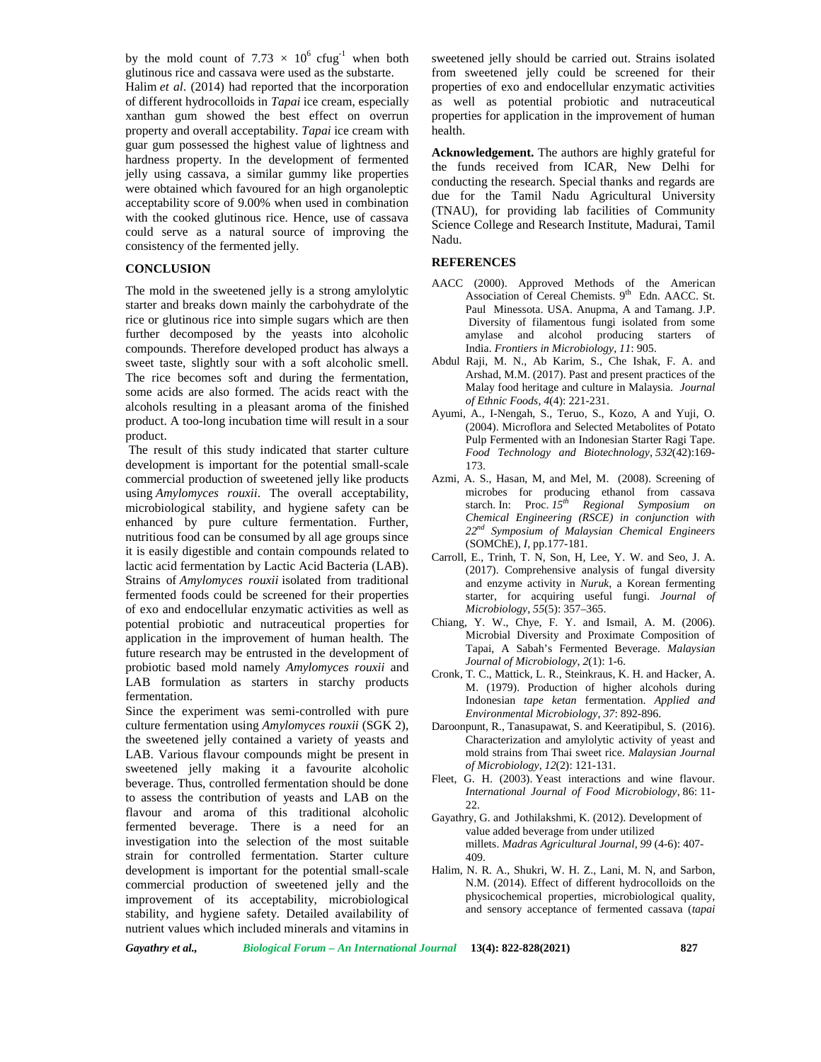by the mold count of $7.73 \times 10^{6}$ cfug$^{-1}$ when both glutinous rice and cassava were used as the substarte.

Halim *et al*. (2014) had reported that the incorporation of different hydrocolloids in *Tapai* ice cream, especially xanthan gum showed the best effect on overrun property and overall acceptability. *Tapai* ice cream with guar gum possessed the highest value of lightness and hardness property. In the development of fermented jelly using cassava, a similar gummy like properties were obtained which favoured for an high organoleptic acceptability score of 9.00% when used in combination with the cooked glutinous rice. Hence, use of cassava could serve as a natural source of improving the consistency of the fermented jelly.

## CONCLUSION

The mold in the sweetened jelly is a strong amylolytic starter and breaks down mainly the carbohydrate of the rice or glutinous rice into simple sugars which are then further decomposed by the yeasts into alcoholic compounds. Therefore developed product has always a sweet taste, slightly sour with a soft alcoholic smell. The rice becomes soft and during the fermentation, some acids are also formed. The acids react with the alcohols resulting in a pleasant aroma of the finished product. A too-long incubation time will result in a sour product.

The result of this study indicated that starter culture development is important for the potential small-scale commercial production of sweetened jelly like products using *Amylomyces rouxii*. The overall acceptability, microbiological stability, and hygiene safety can be enhanced by pure culture fermentation. Further, nutritious food can be consumed by all age groups since it is easily digestible and contain compounds related to lactic acid fermentation by Lactic Acid Bacteria (LAB). Strains of *Amylomyces rouxii* isolated from traditional fermented foods could be screened for their properties of exo and endocellular enzymatic activities as well as potential probiotic and nutraceutical properties for application in the improvement of human health. The future research may be entrusted in the development of probiotic based mold namely *Amylomyces rouxii* and LAB formulation as starters in starchy products fermentation.

Since the experiment was semi-controlled with pure culture fermentation using *Amylomyces rouxii* (SGK 2), the sweetened jelly contained a variety of yeasts and LAB. Various flavour compounds might be present in sweetened jelly making it a favourite alcoholic beverage. Thus, controlled fermentation should be done to assess the contribution of yeasts and LAB on the flavour and aroma of this traditional alcoholic fermented beverage. There is a need for an investigation into the selection of the most suitable strain for controlled fermentation. Starter culture development is important for the potential small-scale commercial production of sweetened jelly and the improvement of its acceptability, microbiological stability, and hygiene safety. Detailed availability of nutrient values which included minerals and vitamins in sweetened jelly should be carried out. Strains isolated from sweetened jelly could be screened for their properties of exo and endocellular enzymatic activities as well as potential probiotic and nutraceutical properties for application in the improvement of human health.

**Acknowledgement.** The authors are highly grateful for the funds received from ICAR, New Delhi for conducting the research. Special thanks and regards are due for the Tamil Nadu Agricultural University (TNAU), for providing lab facilities of Community Science College and Research Institute, Madurai, Tamil Nadu.

## REFERENCES

AACC (2000). Approved Methods of the American Association of Cereal Chemists. 9th Edn. AACC. St. Paul Minessota. USA. Anupma, A and Tamang. J.P. Diversity of filamentous fungi isolated from some amylase and alcohol producing starters of India. *Frontiers in Microbiology*, *11*: 905.

Abdul Raji, M. N., Ab Karim, S., Che Ishak, F. A. and Arshad, M.M. (2017). Past and present practices of the Malay food heritage and culture in Malaysia. *Journal of Ethnic Foods*, *4*(4): 221-231.

Ayumi, A., I-Nengah, S., Teruo, S., Kozo, A and Yuji, O. (2004). Microflora and Selected Metabolites of Potato Pulp Fermented with an Indonesian Starter Ragi Tape. *Food Technology and Biotechnology*, *532*(42):169-173.

Azmi, A. S., Hasan, M, and Mel, M. (2008). Screening of microbes for producing ethanol from cassava starch. In: Proc. *15th Regional Symposium on Chemical Engineering (RSCE) in conjunction with 22nd Symposium of Malaysian Chemical Engineers* (SOMChE), *I*, pp.177-181.

Carroll, E., Trinh, T. N, Son, H, Lee, Y. W. and Seo, J. A. (2017). Comprehensive analysis of fungal diversity and enzyme activity in *Nuruk*, a Korean fermenting starter, for acquiring useful fungi. *Journal of Microbiology*, *55*(5): 357–365.

Chiang, Y. W., Chye, F. Y. and Ismail, A. M. (2006). Microbial Diversity and Proximate Composition of Tapai, A Sabah's Fermented Beverage. *Malaysian Journal of Microbiology*, *2*(1): 1-6.

Cronk, T. C., Mattick, L. R., Steinkraus, K. H. and Hacker, A. M. (1979). Production of higher alcohols during Indonesian *tape ketan* fermentation. *Applied and Environmental Microbiology*, *37*: 892-896.

Daroonpunt, R., Tanasupawat, S. and Keeratipibul, S. (2016). Characterization and amylolytic activity of yeast and mold strains from Thai sweet rice. *Malaysian Journal of Microbiology*, *12*(2): 121-131.

Fleet, G. H. (2003). Yeast interactions and wine flavour. *International Journal of Food Microbiology*, 86: 11-22.

Gayathry, G. and Jothilakshmi, K. (2012). Development of value added beverage from under utilized millets. *Madras Agricultural Journal*, *99* (4-6): 407-409.

Halim, N. R. A., Shukri, W. H. Z., Lani, M. N, and Sarbon, N.M. (2014). Effect of different hydrocolloids on the physicochemical properties, microbiological quality, and sensory acceptance of fermented cassava (*tapai*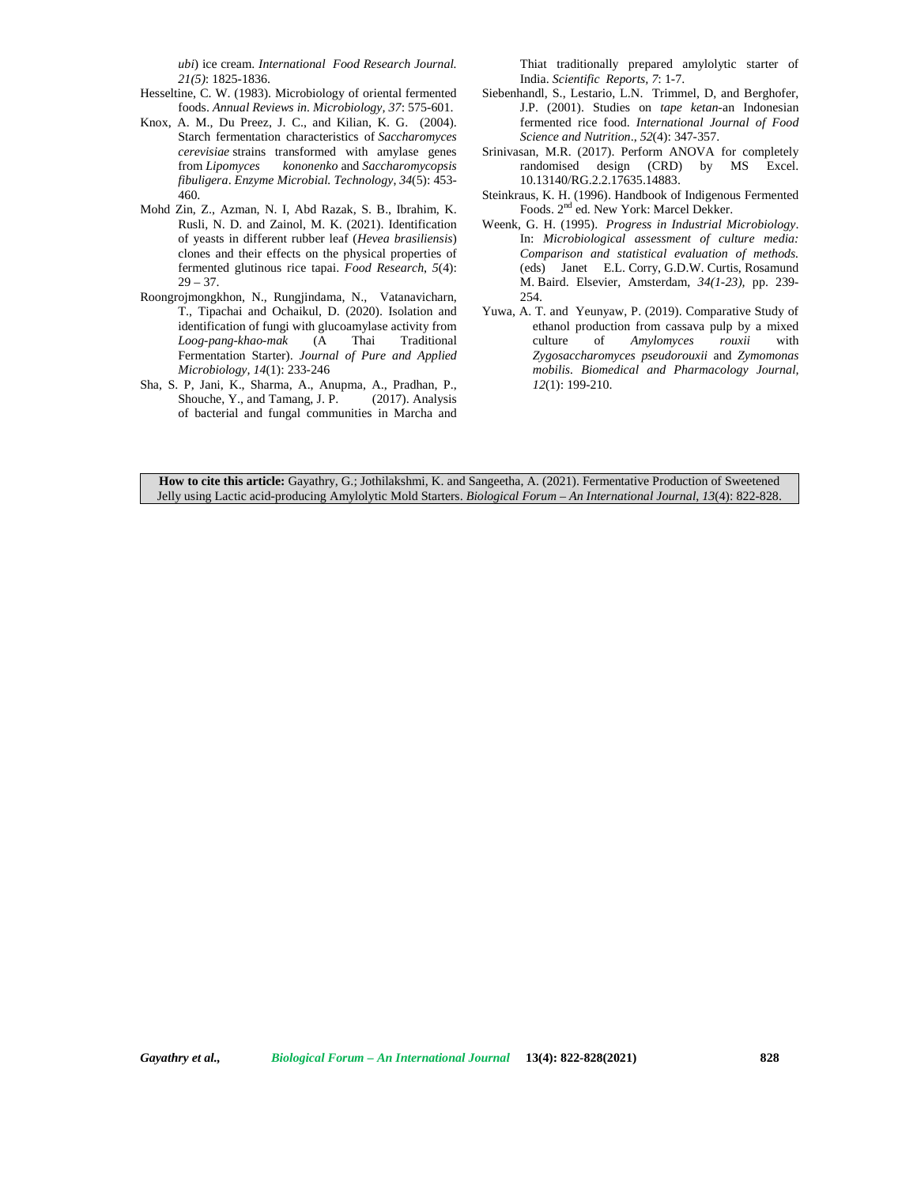*ubi*) ice cream. *International Food Research Journal. 21(5)*: 1825-1836.

Hesseltine, C. W. (1983). Microbiology of oriental fermented foods. *Annual Reviews in. Microbiology, 37*: 575-601.

Knox, A. M., Du Preez, J. C., and Kilian, K. G. (2004). Starch fermentation characteristics of *Saccharomyces cerevisiae* strains transformed with amylase genes from *Lipomyces kononenko* and *Saccharomycopsis fibuligera*. *Enzyme Microbial. Technology*, *34*(5): 453-460.

Mohd Zin, Z., Azman, N. I, Abd Razak, S. B., Ibrahim, K. Rusli, N. D. and Zainol, M. K. (2021). Identification of yeasts in different rubber leaf (*Hevea brasiliensis*) clones and their effects on the physical properties of fermented glutinous rice tapai. *Food Research*, *5*(4): 29 – 37.

Roongrojmongkhon, N., Rungjindama, N., Vatanavicharn, T., Tipachai and Ochaikul, D. (2020). Isolation and identification of fungi with glucoamylase activity from *Loog-pang-khao-mak* (A Thai Traditional Fermentation Starter). *Journal of Pure and Applied Microbiology, 14*(1): 233-246

Sha, S. P, Jani, K., Sharma, A., Anupma, A., Pradhan, P., Shouche, Y., and Tamang, J. P. (2017). Analysis of bacterial and fungal communities in Marcha and Thiat traditionally prepared amylolytic starter of India. *Scientific Reports*, *7*: 1-7.

Siebenhandl, S., Lestario, L.N. Trimmel, D, and Berghofer, J.P. (2001). Studies on *tape ketan*-an Indonesian fermented rice food. *International Journal of Food Science and Nutrition*., *52*(4): 347-357.

Srinivasan, M.R. (2017). Perform ANOVA for completely randomised design (CRD) by MS Excel. 10.13140/RG.2.2.17635.14883.

Steinkraus, K. H. (1996). Handbook of Indigenous Fermented Foods. 2nd ed. New York: Marcel Dekker.

Weenk, G. H. (1995). *Progress in Industrial Microbiology*. In: *Microbiological assessment of culture media: Comparison and statistical evaluation of methods.* (eds) Janet E.L. Corry, G.D.W. Curtis, Rosamund M. Baird. Elsevier, Amsterdam, *34(1-23)*, pp. 239-254.

Yuwa, A. T. and Yeunyaw, P. (2019). Comparative Study of ethanol production from cassava pulp by a mixed culture of *Amylomyces rouxii* with *Zygosaccharomyces pseudorouxii* and *Zymomonas mobilis*. *Biomedical and Pharmacology Journal, 12*(1): 199-210.

**How to cite this article:** Gayathry, G.; Jothilakshmi, K. and Sangeetha, A. (2021). Fermentative Production of Sweetened Jelly using Lactic acid-producing Amylolytic Mold Starters. *Biological Forum – An International Journal*, *13*(4): 822-828.